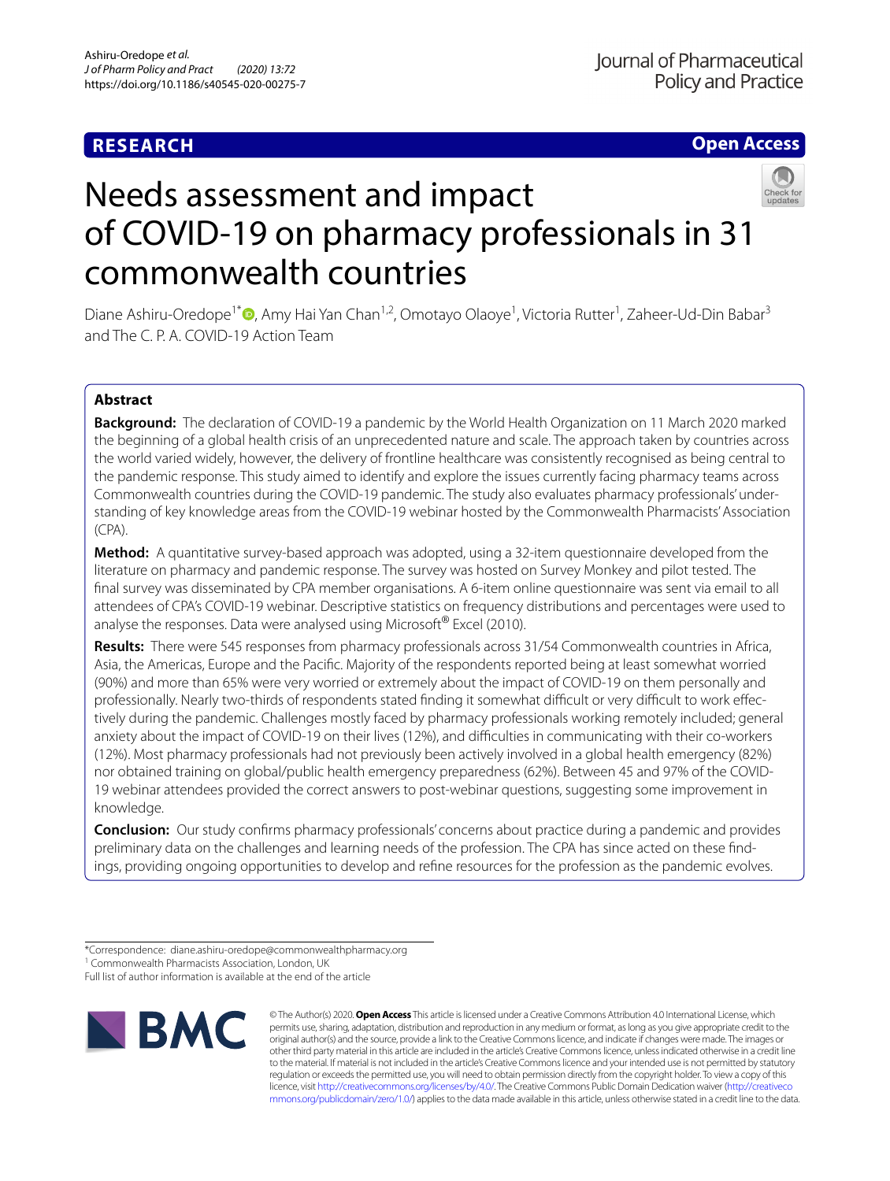RESEARCH

Open Access

# Needs assessment and impact of COVID-19 on pharmacy professionals in 31 commonwealth countries

Diane Ashiru-Oredope[1*], Amy Hai Yan Chan[1,2], Omotayo Olaoye[1], Victoria Rutter[1], Zaheer-Ud-Din Babar[3] and The C. P. A. COVID-19 Action Team

## Abstract

**Background:** The declaration of COVID-19 a pandemic by the World Health Organization on 11 March 2020 marked the beginning of a global health crisis of an unprecedented nature and scale. The approach taken by countries across the world varied widely, however, the delivery of frontline healthcare was consistently recognised as being central to the pandemic response. This study aimed to identify and explore the issues currently facing pharmacy teams across Commonwealth countries during the COVID-19 pandemic. The study also evaluates pharmacy professionals' understanding of key knowledge areas from the COVID-19 webinar hosted by the Commonwealth Pharmacists' Association (CPA).

**Method:** A quantitative survey-based approach was adopted, using a 32-item questionnaire developed from the literature on pharmacy and pandemic response. The survey was hosted on Survey Monkey and pilot tested. The final survey was disseminated by CPA member organisations. A 6-item online questionnaire was sent via email to all attendees of CPA's COVID-19 webinar. Descriptive statistics on frequency distributions and percentages were used to analyse the responses. Data were analysed using Microsoft® Excel (2010).

**Results:** There were 545 responses from pharmacy professionals across 31/54 Commonwealth countries in Africa, Asia, the Americas, Europe and the Pacific. Majority of the respondents reported being at least somewhat worried (90%) and more than 65% were very worried or extremely about the impact of COVID-19 on them personally and professionally. Nearly two-thirds of respondents stated finding it somewhat difficult or very difficult to work effectively during the pandemic. Challenges mostly faced by pharmacy professionals working remotely included; general anxiety about the impact of COVID-19 on their lives (12%), and difficulties in communicating with their co-workers (12%). Most pharmacy professionals had not previously been actively involved in a global health emergency (82%) nor obtained training on global/public health emergency preparedness (62%). Between 45 and 97% of the COVID-19 webinar attendees provided the correct answers to post-webinar questions, suggesting some improvement in knowledge.

**Conclusion:** Our study confirms pharmacy professionals' concerns about practice during a pandemic and provides preliminary data on the challenges and learning needs of the profession. The CPA has since acted on these findings, providing ongoing opportunities to develop and refine resources for the profession as the pandemic evolves.

*Correspondence: diane.ashiru-oredope@commonwealthpharmacy.org
[1] Commonwealth Pharmacists Association, London, UK
Full list of author information is available at the end of the article

© The Author(s) 2020. **Open Access** This article is licensed under a Creative Commons Attribution 4.0 International License, which permits use, sharing, adaptation, distribution and reproduction in any medium or format, as long as you give appropriate credit to the original author(s) and the source, provide a link to the Creative Commons licence, and indicate if changes were made. The images or other third party material in this article are included in the article's Creative Commons licence, unless indicated otherwise in a credit line to the material. If material is not included in the article's Creative Commons licence and your intended use is not permitted by statutory regulation or exceeds the permitted use, you will need to obtain permission directly from the copyright holder. To view a copy of this licence, visit http://creativecommons.org/licenses/by/4.0/. The Creative Commons Public Domain Dedication waiver (http://creativecommons.org/publicdomain/zero/1.0/) applies to the data made available in this article, unless otherwise stated in a credit line to the data.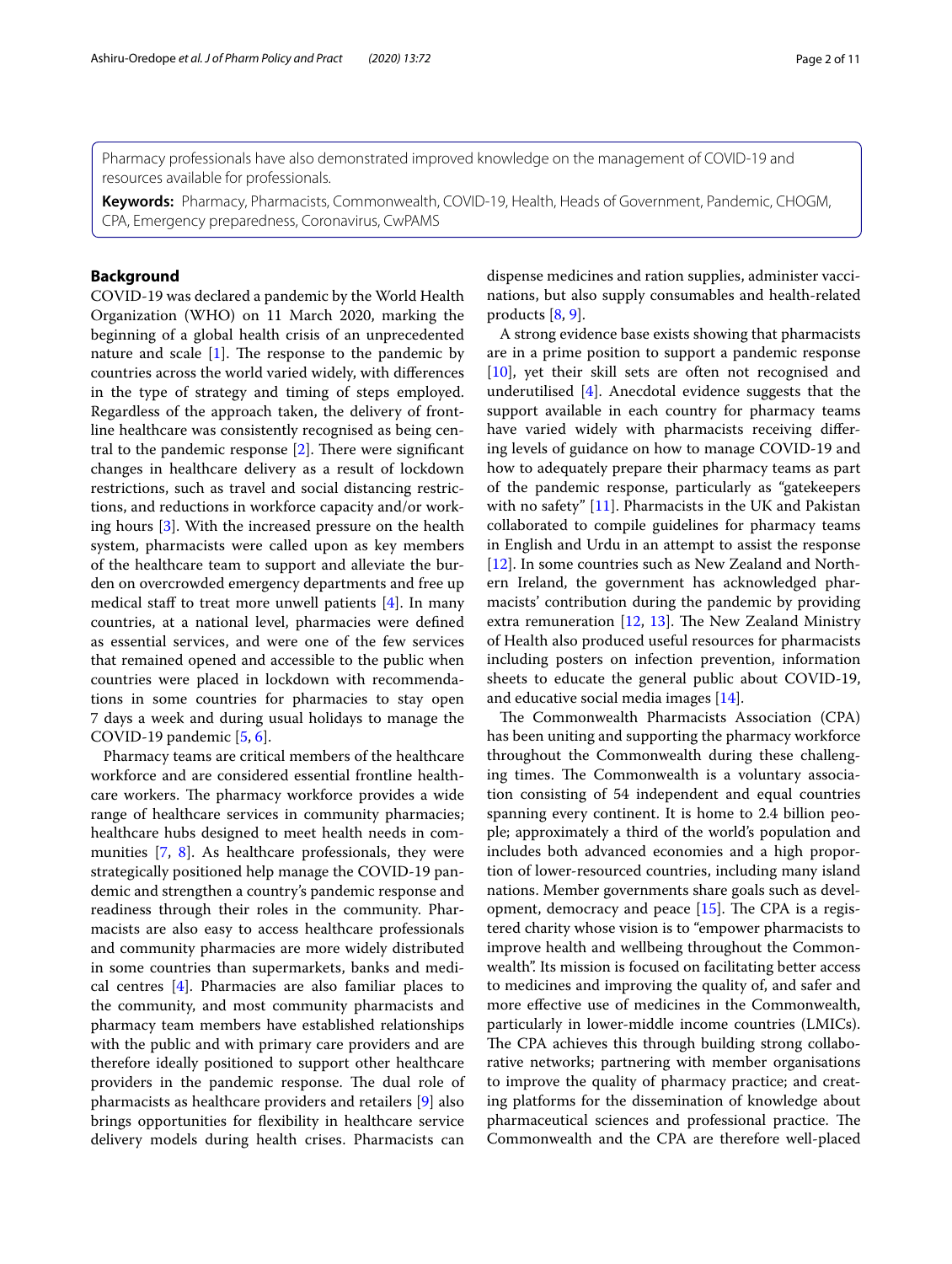Pharmacy professionals have also demonstrated improved knowledge on the management of COVID-19 and resources available for professionals.

**Keywords:** Pharmacy, Pharmacists, Commonwealth, COVID-19, Health, Heads of Government, Pandemic, CHOGM, CPA, Emergency preparedness, Coronavirus, CwPAMS

## Background

COVID-19 was declared a pandemic by the World Health Organization (WHO) on 11 March 2020, marking the beginning of a global health crisis of an unprecedented nature and scale [1]. The response to the pandemic by countries across the world varied widely, with differences in the type of strategy and timing of steps employed. Regardless of the approach taken, the delivery of front-line healthcare was consistently recognised as being central to the pandemic response [2]. There were significant changes in healthcare delivery as a result of lockdown restrictions, such as travel and social distancing restrictions, and reductions in workforce capacity and/or working hours [3]. With the increased pressure on the health system, pharmacists were called upon as key members of the healthcare team to support and alleviate the burden on overcrowded emergency departments and free up medical staff to treat more unwell patients [4]. In many countries, at a national level, pharmacies were defined as essential services, and were one of the few services that remained opened and accessible to the public when countries were placed in lockdown with recommendations in some countries for pharmacies to stay open 7 days a week and during usual holidays to manage the COVID-19 pandemic [5, 6].

Pharmacy teams are critical members of the healthcare workforce and are considered essential frontline healthcare workers. The pharmacy workforce provides a wide range of healthcare services in community pharmacies; healthcare hubs designed to meet health needs in communities [7, 8]. As healthcare professionals, they were strategically positioned help manage the COVID-19 pandemic and strengthen a country's pandemic response and readiness through their roles in the community. Pharmacists are also easy to access healthcare professionals and community pharmacies are more widely distributed in some countries than supermarkets, banks and medical centres [4]. Pharmacies are also familiar places to the community, and most community pharmacists and pharmacy team members have established relationships with the public and with primary care providers and are therefore ideally positioned to support other healthcare providers in the pandemic response. The dual role of pharmacists as healthcare providers and retailers [9] also brings opportunities for flexibility in healthcare service delivery models during health crises. Pharmacists can dispense medicines and ration supplies, administer vaccinations, but also supply consumables and health-related products [8, 9].

A strong evidence base exists showing that pharmacists are in a prime position to support a pandemic response [10], yet their skill sets are often not recognised and underutilised [4]. Anecdotal evidence suggests that the support available in each country for pharmacy teams have varied widely with pharmacists receiving differing levels of guidance on how to manage COVID-19 and how to adequately prepare their pharmacy teams as part of the pandemic response, particularly as "gatekeepers with no safety" [11]. Pharmacists in the UK and Pakistan collaborated to compile guidelines for pharmacy teams in English and Urdu in an attempt to assist the response [12]. In some countries such as New Zealand and Northern Ireland, the government has acknowledged pharmacists' contribution during the pandemic by providing extra remuneration [12, 13]. The New Zealand Ministry of Health also produced useful resources for pharmacists including posters on infection prevention, information sheets to educate the general public about COVID-19, and educative social media images [14].

The Commonwealth Pharmacists Association (CPA) has been uniting and supporting the pharmacy workforce throughout the Commonwealth during these challenging times. The Commonwealth is a voluntary association consisting of 54 independent and equal countries spanning every continent. It is home to 2.4 billion people; approximately a third of the world's population and includes both advanced economies and a high proportion of lower-resourced countries, including many island nations. Member governments share goals such as development, democracy and peace [15]. The CPA is a registered charity whose vision is to "empower pharmacists to improve health and wellbeing throughout the Commonwealth". Its mission is focused on facilitating better access to medicines and improving the quality of, and safer and more effective use of medicines in the Commonwealth, particularly in lower-middle income countries (LMICs). The CPA achieves this through building strong collaborative networks; partnering with member organisations to improve the quality of pharmacy practice; and creating platforms for the dissemination of knowledge about pharmaceutical sciences and professional practice. The Commonwealth and the CPA are therefore well-placed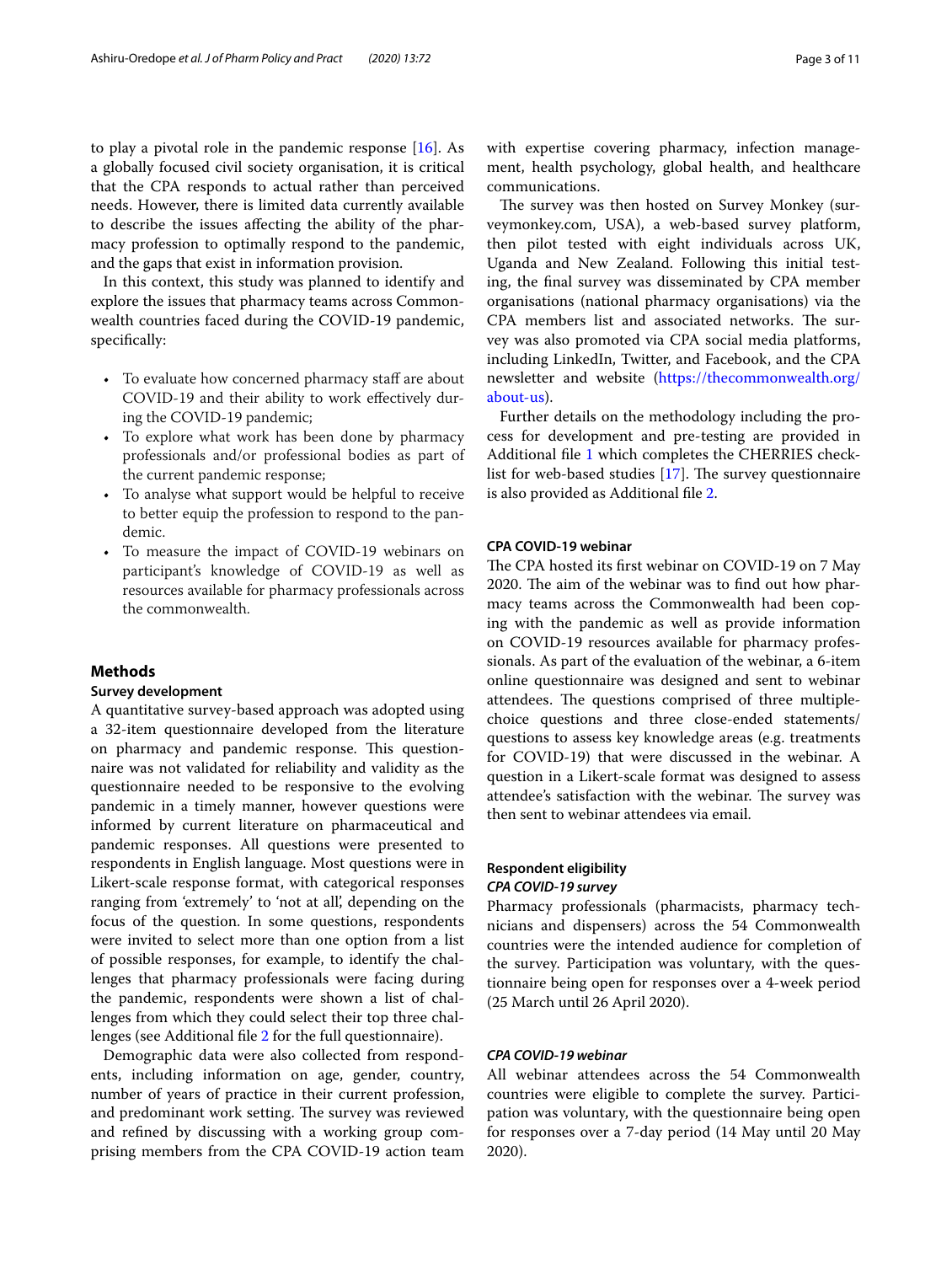to play a pivotal role in the pandemic response [16]. As a globally focused civil society organisation, it is critical that the CPA responds to actual rather than perceived needs. However, there is limited data currently available to describe the issues affecting the ability of the pharmacy profession to optimally respond to the pandemic, and the gaps that exist in information provision.

In this context, this study was planned to identify and explore the issues that pharmacy teams across Commonwealth countries faced during the COVID-19 pandemic, specifically:

- To evaluate how concerned pharmacy staff are about COVID-19 and their ability to work effectively during the COVID-19 pandemic;
- To explore what work has been done by pharmacy professionals and/or professional bodies as part of the current pandemic response;
- To analyse what support would be helpful to receive to better equip the profession to respond to the pandemic.
- To measure the impact of COVID-19 webinars on participant's knowledge of COVID-19 as well as resources available for pharmacy professionals across the commonwealth.

## Methods

### Survey development

A quantitative survey-based approach was adopted using a 32-item questionnaire developed from the literature on pharmacy and pandemic response. This questionnaire was not validated for reliability and validity as the questionnaire needed to be responsive to the evolving pandemic in a timely manner, however questions were informed by current literature on pharmaceutical and pandemic responses. All questions were presented to respondents in English language. Most questions were in Likert-scale response format, with categorical responses ranging from 'extremely' to 'not at all', depending on the focus of the question. In some questions, respondents were invited to select more than one option from a list of possible responses, for example, to identify the challenges that pharmacy professionals were facing during the pandemic, respondents were shown a list of challenges from which they could select their top three challenges (see Additional file 2 for the full questionnaire).

Demographic data were also collected from respondents, including information on age, gender, country, number of years of practice in their current profession, and predominant work setting. The survey was reviewed and refined by discussing with a working group comprising members from the CPA COVID-19 action team with expertise covering pharmacy, infection management, health psychology, global health, and healthcare communications.

The survey was then hosted on Survey Monkey (surveymonkey.com, USA), a web-based survey platform, then pilot tested with eight individuals across UK, Uganda and New Zealand. Following this initial testing, the final survey was disseminated by CPA member organisations (national pharmacy organisations) via the CPA members list and associated networks. The survey was also promoted via CPA social media platforms, including LinkedIn, Twitter, and Facebook, and the CPA newsletter and website (https://thecommonwealth.org/about-us).

Further details on the methodology including the process for development and pre-testing are provided in Additional file 1 which completes the CHERRIES checklist for web-based studies [17]. The survey questionnaire is also provided as Additional file 2.

### CPA COVID-19 webinar

The CPA hosted its first webinar on COVID-19 on 7 May 2020. The aim of the webinar was to find out how pharmacy teams across the Commonwealth had been coping with the pandemic as well as provide information on COVID-19 resources available for pharmacy professionals. As part of the evaluation of the webinar, a 6-item online questionnaire was designed and sent to webinar attendees. The questions comprised of three multiple-choice questions and three close-ended statements/questions to assess key knowledge areas (e.g. treatments for COVID-19) that were discussed in the webinar. A question in a Likert-scale format was designed to assess attendee's satisfaction with the webinar. The survey was then sent to webinar attendees via email.

### Respondent eligibility

#### *CPA COVID-19 survey*

Pharmacy professionals (pharmacists, pharmacy technicians and dispensers) across the 54 Commonwealth countries were the intended audience for completion of the survey. Participation was voluntary, with the questionnaire being open for responses over a 4-week period (25 March until 26 April 2020).

#### *CPA COVID-19 webinar*

All webinar attendees across the 54 Commonwealth countries were eligible to complete the survey. Participation was voluntary, with the questionnaire being open for responses over a 7-day period (14 May until 20 May 2020).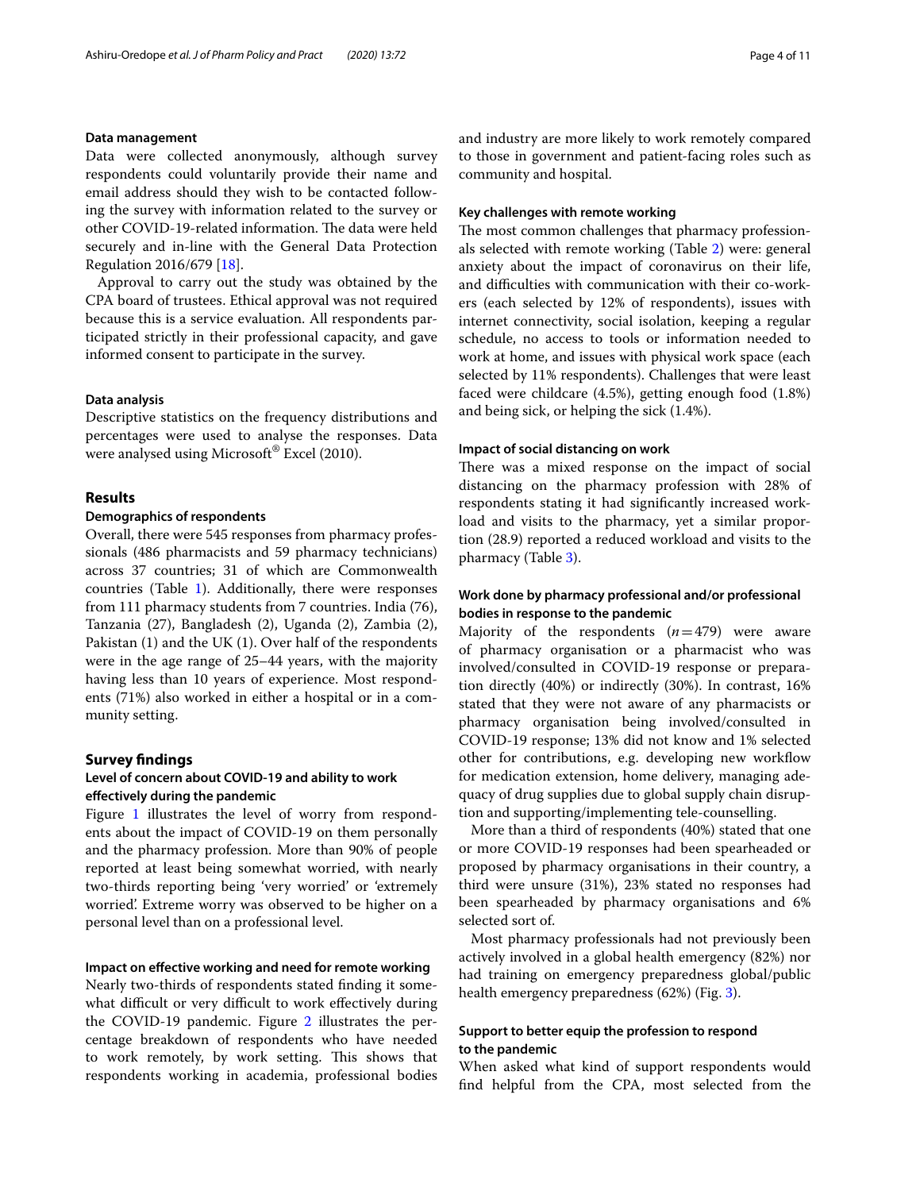#### Data management

Data were collected anonymously, although survey respondents could voluntarily provide their name and email address should they wish to be contacted following the survey with information related to the survey or other COVID-19-related information. The data were held securely and in-line with the General Data Protection Regulation 2016/679 [18].

Approval to carry out the study was obtained by the CPA board of trustees. Ethical approval was not required because this is a service evaluation. All respondents participated strictly in their professional capacity, and gave informed consent to participate in the survey.

#### Data analysis

Descriptive statistics on the frequency distributions and percentages were used to analyse the responses. Data were analysed using Microsoft® Excel (2010).

## Results

### Demographics of respondents

Overall, there were 545 responses from pharmacy professionals (486 pharmacists and 59 pharmacy technicians) across 37 countries; 31 of which are Commonwealth countries (Table 1). Additionally, there were responses from 111 pharmacy students from 7 countries. India (76), Tanzania (27), Bangladesh (2), Uganda (2), Zambia (2), Pakistan (1) and the UK (1). Over half of the respondents were in the age range of 25–44 years, with the majority having less than 10 years of experience. Most respondents (71%) also worked in either a hospital or in a community setting.

## Survey findings

### Level of concern about COVID-19 and ability to work effectively during the pandemic

Figure 1 illustrates the level of worry from respondents about the impact of COVID-19 on them personally and the pharmacy profession. More than 90% of people reported at least being somewhat worried, with nearly two-thirds reporting being 'very worried' or 'extremely worried'. Extreme worry was observed to be higher on a personal level than on a professional level.

#### Impact on effective working and need for remote working

Nearly two-thirds of respondents stated finding it somewhat difficult or very difficult to work effectively during the COVID-19 pandemic. Figure 2 illustrates the percentage breakdown of respondents who have needed to work remotely, by work setting. This shows that respondents working in academia, professional bodies and industry are more likely to work remotely compared to those in government and patient-facing roles such as community and hospital.

#### Key challenges with remote working

The most common challenges that pharmacy professionals selected with remote working (Table 2) were: general anxiety about the impact of coronavirus on their life, and difficulties with communication with their co-workers (each selected by 12% of respondents), issues with internet connectivity, social isolation, keeping a regular schedule, no access to tools or information needed to work at home, and issues with physical work space (each selected by 11% respondents). Challenges that were least faced were childcare (4.5%), getting enough food (1.8%) and being sick, or helping the sick (1.4%).

#### Impact of social distancing on work

There was a mixed response on the impact of social distancing on the pharmacy profession with 28% of respondents stating it had significantly increased workload and visits to the pharmacy, yet a similar proportion (28.9) reported a reduced workload and visits to the pharmacy (Table 3).

### Work done by pharmacy professional and/or professional bodies in response to the pandemic

Majority of the respondents ($n = 479$) were aware of pharmacy organisation or a pharmacist who was involved/consulted in COVID-19 response or preparation directly (40%) or indirectly (30%). In contrast, 16% stated that they were not aware of any pharmacists or pharmacy organisation being involved/consulted in COVID-19 response; 13% did not know and 1% selected other for contributions, e.g. developing new workflow for medication extension, home delivery, managing adequacy of drug supplies due to global supply chain disruption and supporting/implementing tele-counselling.

More than a third of respondents (40%) stated that one or more COVID-19 responses had been spearheaded or proposed by pharmacy organisations in their country, a third were unsure (31%), 23% stated no responses had been spearheaded by pharmacy organisations and 6% selected sort of.

Most pharmacy professionals had not previously been actively involved in a global health emergency (82%) nor had training on emergency preparedness global/public health emergency preparedness (62%) (Fig. 3).

### Support to better equip the profession to respond to the pandemic

When asked what kind of support respondents would find helpful from the CPA, most selected from the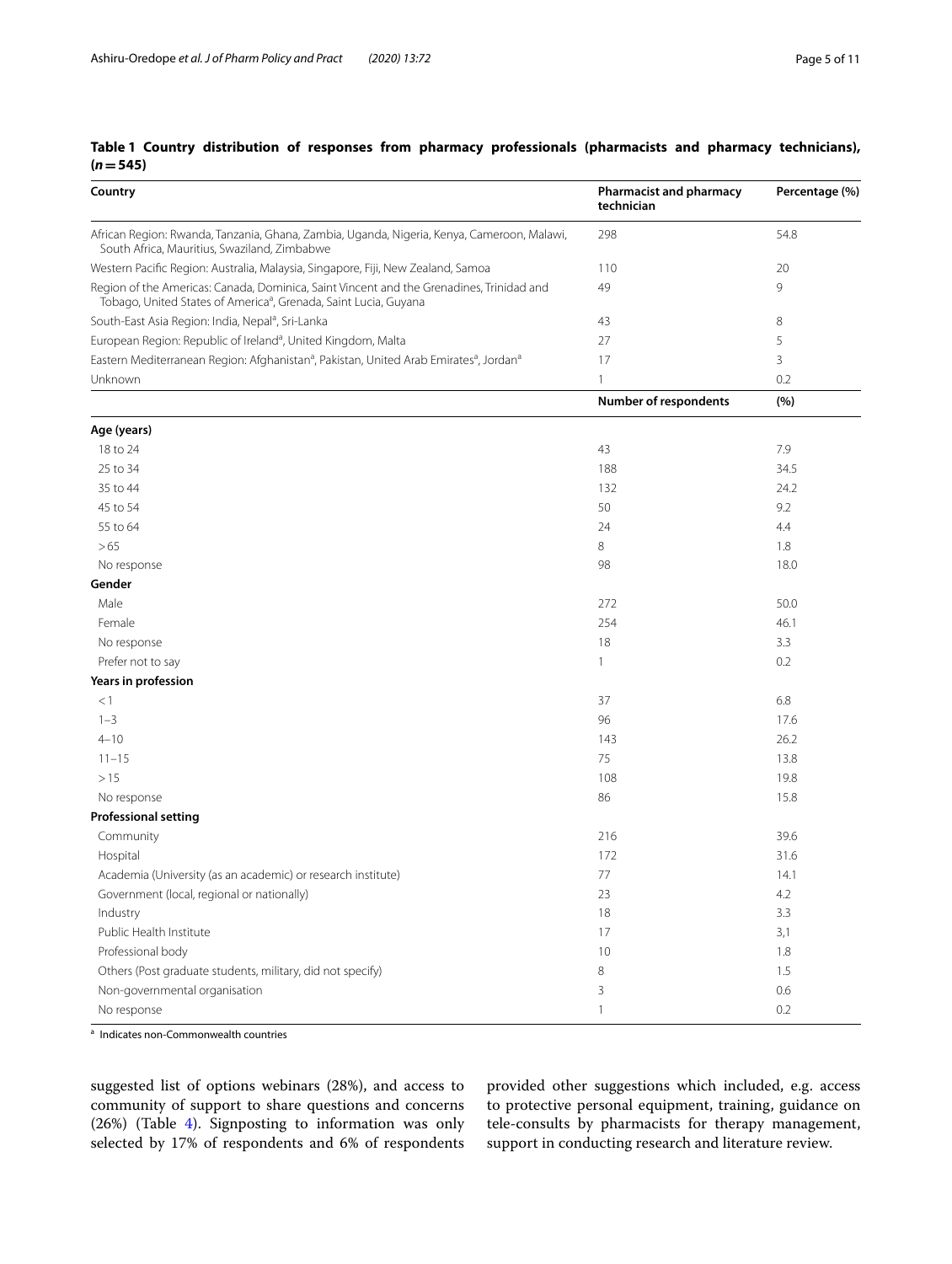**Table 1 Country distribution of responses from pharmacy professionals (pharmacists and pharmacy technicians), (*n* = 545)**

| Country | Pharmacist and pharmacy technician | Percentage (%) |
|---|---|---|
| African Region: Rwanda, Tanzania, Ghana, Zambia, Uganda, Nigeria, Kenya, Cameroon, Malawi, South Africa, Mauritius, Swaziland, Zimbabwe | 298 | 54.8 |
| Western Pacific Region: Australia, Malaysia, Singapore, Fiji, New Zealand, Samoa | 110 | 20 |
| Region of the Americas: Canada, Dominica, Saint Vincent and the Grenadines, Trinidad and Tobago, United States of America[a], Grenada, Saint Lucia, Guyana | 49 | 9 |
| South-East Asia Region: India, Nepal[a], Sri-Lanka | 43 | 8 |
| European Region: Republic of Ireland[a], United Kingdom, Malta | 27 | 5 |
| Eastern Mediterranean Region: Afghanistan[a], Pakistan, United Arab Emirates[a], Jordan[a] | 17 | 3 |
| Unknown | 1 | 0.2 |
| | **Number of respondents** | **(%)** |
| **Age (years)** | | |
| 18 to 24 | 43 | 7.9 |
| 25 to 34 | 188 | 34.5 |
| 35 to 44 | 132 | 24.2 |
| 45 to 54 | 50 | 9.2 |
| 55 to 64 | 24 | 4.4 |
| >65 | 8 | 1.8 |
| No response | 98 | 18.0 |
| **Gender** | | |
| Male | 272 | 50.0 |
| Female | 254 | 46.1 |
| No response | 18 | 3.3 |
| Prefer not to say | 1 | 0.2 |
| **Years in profession** | | |
| <1 | 37 | 6.8 |
| 1–3 | 96 | 17.6 |
| 4–10 | 143 | 26.2 |
| 11–15 | 75 | 13.8 |
| >15 | 108 | 19.8 |
| No response | 86 | 15.8 |
| **Professional setting** | | |
| Community | 216 | 39.6 |
| Hospital | 172 | 31.6 |
| Academia (University (as an academic) or research institute) | 77 | 14.1 |
| Government (local, regional or nationally) | 23 | 4.2 |
| Industry | 18 | 3.3 |
| Public Health Institute | 17 | 3,1 |
| Professional body | 10 | 1.8 |
| Others (Post graduate students, military, did not specify) | 8 | 1.5 |
| Non-governmental organisation | 3 | 0.6 |
| No response | 1 | 0.2 |

[a] Indicates non-Commonwealth countries

suggested list of options webinars (28%), and access to community of support to share questions and concerns (26%) (Table 4). Signposting to information was only selected by 17% of respondents and 6% of respondents provided other suggestions which included, e.g. access to protective personal equipment, training, guidance on tele-consults by pharmacists for therapy management, support in conducting research and literature review.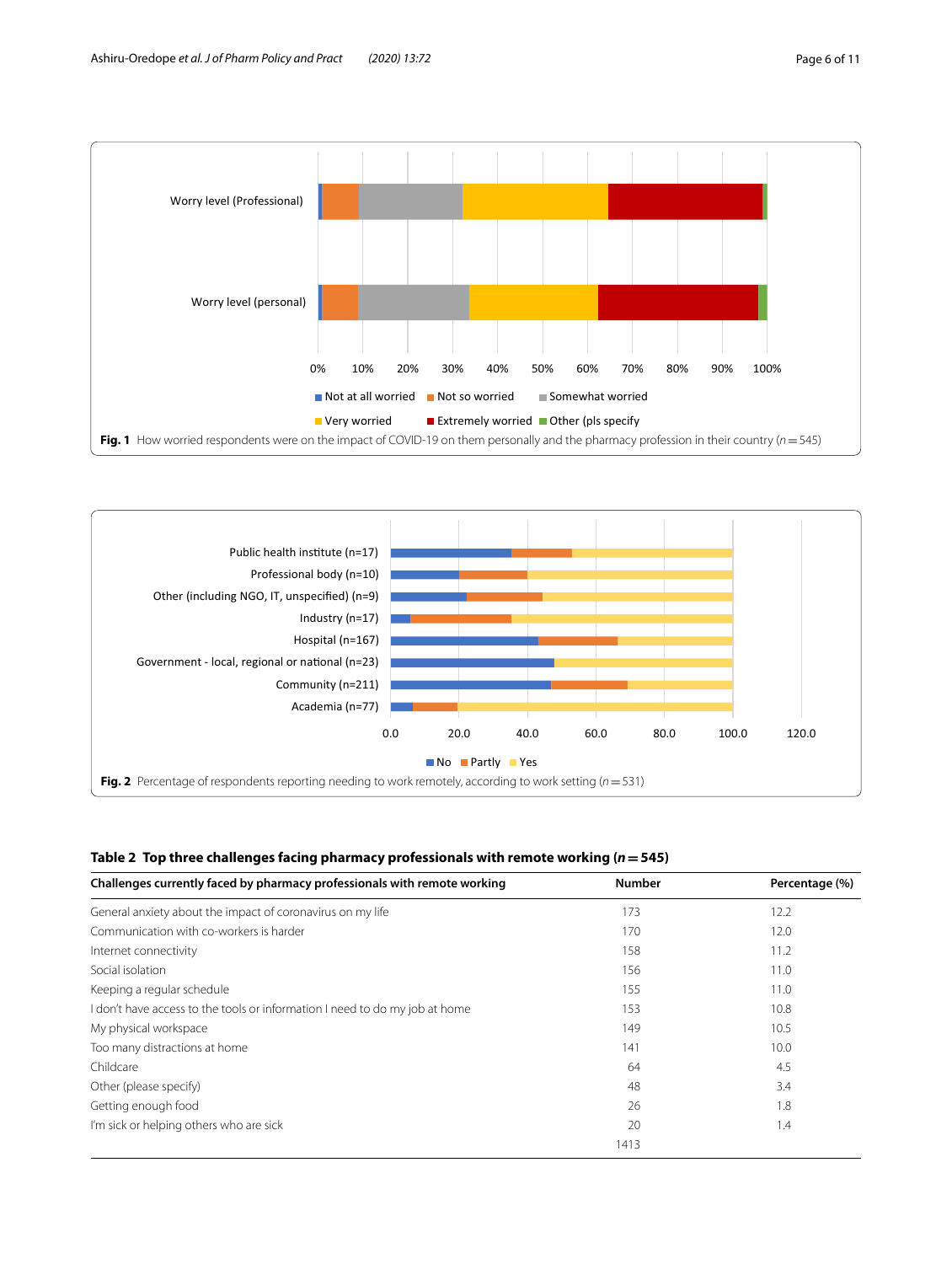Fig. 1 How worried respondents were on the impact of COVID-19 on them personally and the pharmacy profession in their country ($n = 545$)

Fig. 2 Percentage of respondents reporting needing to work remotely, according to work setting ($n = 531$)

**Table 2 Top three challenges facing pharmacy professionals with remote working ($n = 545$)**

| Challenges currently faced by pharmacy professionals with remote working | Number | Percentage (%) |
|---|---|---|
| General anxiety about the impact of coronavirus on my life | 173 | 12.2 |
| Communication with co-workers is harder | 170 | 12.0 |
| Internet connectivity | 158 | 11.2 |
| Social isolation | 156 | 11.0 |
| Keeping a regular schedule | 155 | 11.0 |
| I don't have access to the tools or information I need to do my job at home | 153 | 10.8 |
| My physical workspace | 149 | 10.5 |
| Too many distractions at home | 141 | 10.0 |
| Childcare | 64 | 4.5 |
| Other (please specify) | 48 | 3.4 |
| Getting enough food | 26 | 1.8 |
| I'm sick or helping others who are sick | 20 | 1.4 |
| | 1413 | |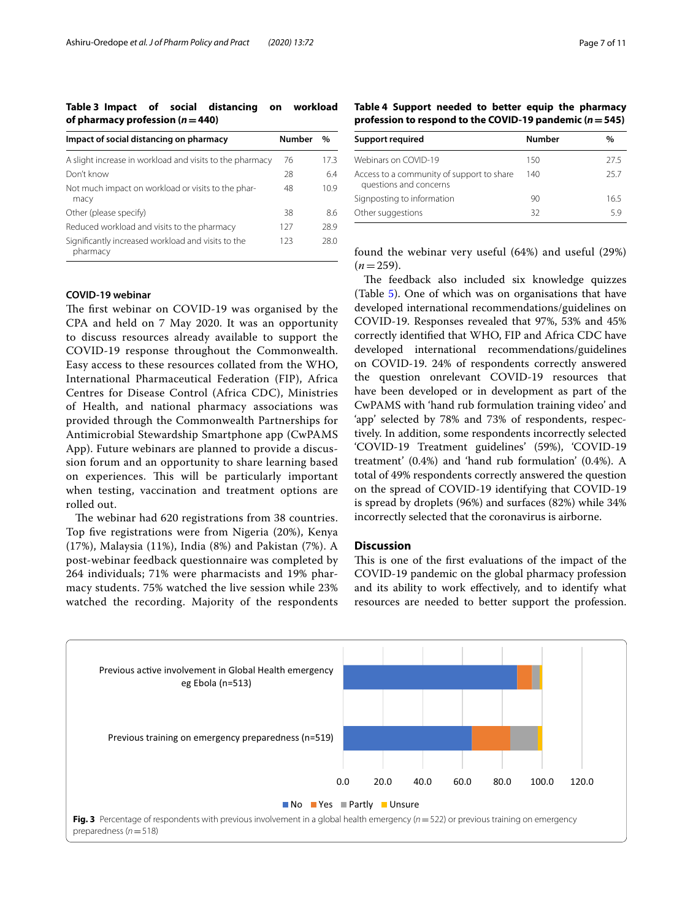**Table 3 Impact of social distancing on workload of pharmacy profession (*n* = 440)**

| Impact of social distancing on pharmacy | Number | % |
|---|---|---|
| A slight increase in workload and visits to the pharmacy | 76 | 17.3 |
| Don't know | 28 | 6.4 |
| Not much impact on workload or visits to the pharmacy | 48 | 10.9 |
| Other (please specify) | 38 | 8.6 |
| Reduced workload and visits to the pharmacy | 127 | 28.9 |
| Significantly increased workload and visits to the pharmacy | 123 | 28.0 |

### COVID-19 webinar

The first webinar on COVID-19 was organised by the CPA and held on 7 May 2020. It was an opportunity to discuss resources already available to support the COVID-19 response throughout the Commonwealth. Easy access to these resources collated from the WHO, International Pharmaceutical Federation (FIP), Africa Centres for Disease Control (Africa CDC), Ministries of Health, and national pharmacy associations was provided through the Commonwealth Partnerships for Antimicrobial Stewardship Smartphone app (CwPAMS App). Future webinars are planned to provide a discussion forum and an opportunity to share learning based on experiences. This will be particularly important when testing, vaccination and treatment options are rolled out.

The webinar had 620 registrations from 38 countries. Top five registrations were from Nigeria (20%), Kenya (17%), Malaysia (11%), India (8%) and Pakistan (7%). A post-webinar feedback questionnaire was completed by 264 individuals; 71% were pharmacists and 19% pharmacy students. 75% watched the live session while 23% watched the recording. Majority of the respondents found the webinar very useful (64%) and useful (29%) (*n* = 259).

**Table 4 Support needed to better equip the pharmacy profession to respond to the COVID-19 pandemic (*n* = 545)**

| Support required | Number | % |
|---|---|---|
| Webinars on COVID-19 | 150 | 27.5 |
| Access to a community of support to share questions and concerns | 140 | 25.7 |
| Signposting to information | 90 | 16.5 |
| Other suggestions | 32 | 5.9 |

The feedback also included six knowledge quizzes (Table 5). One of which was on organisations that have developed international recommendations/guidelines on COVID-19. Responses revealed that 97%, 53% and 45% correctly identified that WHO, FIP and Africa CDC have developed international recommendations/guidelines on COVID-19. 24% of respondents correctly answered the question onrelevant COVID-19 resources that have been developed or in development as part of the CwPAMS with 'hand rub formulation training video' and 'app' selected by 78% and 73% of respondents, respectively. In addition, some respondents incorrectly selected 'COVID-19 Treatment guidelines' (59%), 'COVID-19 treatment' (0.4%) and 'hand rub formulation' (0.4%). A total of 49% respondents correctly answered the question on the spread of COVID-19 identifying that COVID-19 is spread by droplets (96%) and surfaces (82%) while 34% incorrectly selected that the coronavirus is airborne.

## Discussion

This is one of the first evaluations of the impact of the COVID-19 pandemic on the global pharmacy profession and its ability to work effectively, and to identify what resources are needed to better support the profession.

**Fig. 3** Percentage of respondents with previous involvement in a global health emergency (*n* = 522) or previous training on emergency preparedness (*n* = 518)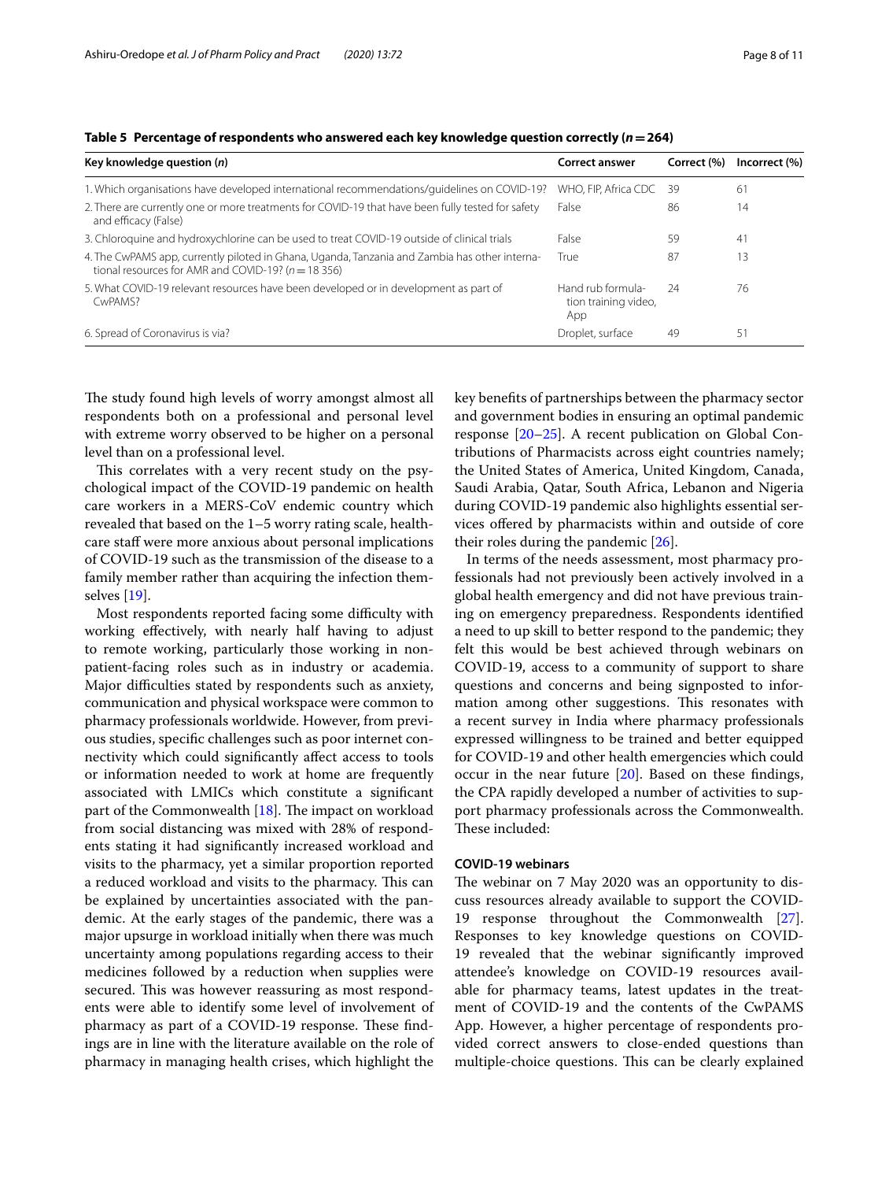**Table 5 Percentage of respondents who answered each key knowledge question correctly (n = 264)**

| Key knowledge question (n) | Correct answer | Correct (%) | Incorrect (%) |
|---|---|---|---|
| 1. Which organisations have developed international recommendations/guidelines on COVID-19? | WHO, FIP, Africa CDC | 39 | 61 |
| 2. There are currently one or more treatments for COVID-19 that have been fully tested for safety and efficacy (False) | False | 86 | 14 |
| 3. Chloroquine and hydroxychlorine can be used to treat COVID-19 outside of clinical trials | False | 59 | 41 |
| 4. The CwPAMS app, currently piloted in Ghana, Uganda, Tanzania and Zambia has other international resources for AMR and COVID-19? (n = 18 356) | True | 87 | 13 |
| 5. What COVID-19 relevant resources have been developed or in development as part of CwPAMS? | Hand rub formulation training video, App | 24 | 76 |
| 6. Spread of Coronavirus is via? | Droplet, surface | 49 | 51 |

The study found high levels of worry amongst almost all respondents both on a professional and personal level with extreme worry observed to be higher on a personal level than on a professional level.

This correlates with a very recent study on the psychological impact of the COVID-19 pandemic on health care workers in a MERS-CoV endemic country which revealed that based on the 1–5 worry rating scale, healthcare staff were more anxious about personal implications of COVID-19 such as the transmission of the disease to a family member rather than acquiring the infection themselves [19].

Most respondents reported facing some difficulty with working effectively, with nearly half having to adjust to remote working, particularly those working in non-patient-facing roles such as in industry or academia. Major difficulties stated by respondents such as anxiety, communication and physical workspace were common to pharmacy professionals worldwide. However, from previous studies, specific challenges such as poor internet connectivity which could significantly affect access to tools or information needed to work at home are frequently associated with LMICs which constitute a significant part of the Commonwealth [18]. The impact on workload from social distancing was mixed with 28% of respondents stating it had significantly increased workload and visits to the pharmacy, yet a similar proportion reported a reduced workload and visits to the pharmacy. This can be explained by uncertainties associated with the pandemic. At the early stages of the pandemic, there was a major upsurge in workload initially when there was much uncertainty among populations regarding access to their medicines followed by a reduction when supplies were secured. This was however reassuring as most respondents were able to identify some level of involvement of pharmacy as part of a COVID-19 response. These findings are in line with the literature available on the role of pharmacy in managing health crises, which highlight the key benefits of partnerships between the pharmacy sector and government bodies in ensuring an optimal pandemic response [20–25]. A recent publication on Global Contributions of Pharmacists across eight countries namely; the United States of America, United Kingdom, Canada, Saudi Arabia, Qatar, South Africa, Lebanon and Nigeria during COVID-19 pandemic also highlights essential services offered by pharmacists within and outside of core their roles during the pandemic [26].

In terms of the needs assessment, most pharmacy professionals had not previously been actively involved in a global health emergency and did not have previous training on emergency preparedness. Respondents identified a need to up skill to better respond to the pandemic; they felt this would be best achieved through webinars on COVID-19, access to a community of support to share questions and concerns and being signposted to information among other suggestions. This resonates with a recent survey in India where pharmacy professionals expressed willingness to be trained and better equipped for COVID-19 and other health emergencies which could occur in the near future [20]. Based on these findings, the CPA rapidly developed a number of activities to support pharmacy professionals across the Commonwealth. These included:

#### COVID-19 webinars

The webinar on 7 May 2020 was an opportunity to discuss resources already available to support the COVID-19 response throughout the Commonwealth [27]. Responses to key knowledge questions on COVID-19 revealed that the webinar significantly improved attendee's knowledge on COVID-19 resources available for pharmacy teams, latest updates in the treatment of COVID-19 and the contents of the CwPAMS App. However, a higher percentage of respondents provided correct answers to close-ended questions than multiple-choice questions. This can be clearly explained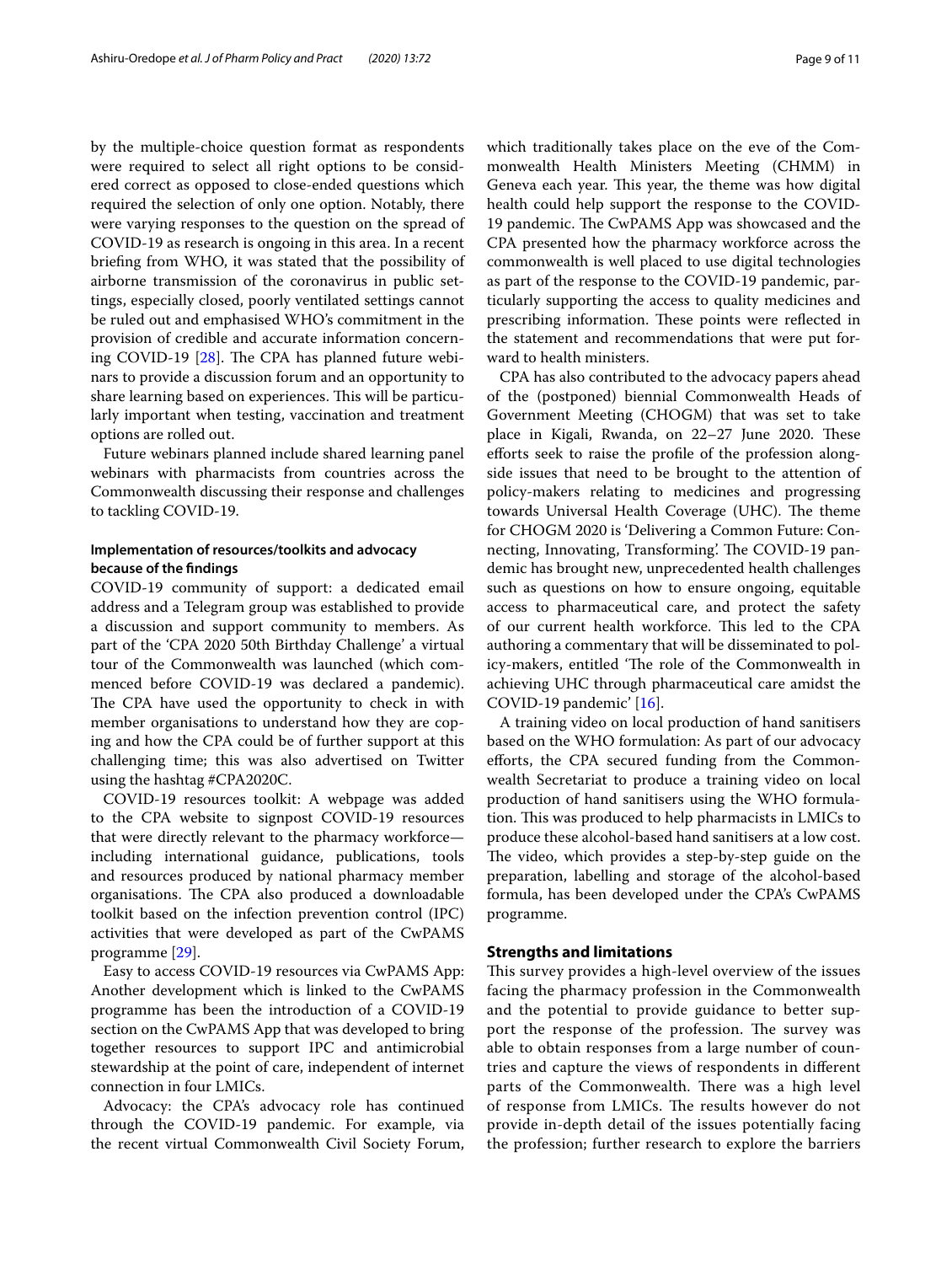by the multiple-choice question format as respondents were required to select all right options to be considered correct as opposed to close-ended questions which required the selection of only one option. Notably, there were varying responses to the question on the spread of COVID-19 as research is ongoing in this area. In a recent briefing from WHO, it was stated that the possibility of airborne transmission of the coronavirus in public settings, especially closed, poorly ventilated settings cannot be ruled out and emphasised WHO's commitment in the provision of credible and accurate information concerning COVID-19 [28]. The CPA has planned future webinars to provide a discussion forum and an opportunity to share learning based on experiences. This will be particularly important when testing, vaccination and treatment options are rolled out.

Future webinars planned include shared learning panel webinars with pharmacists from countries across the Commonwealth discussing their response and challenges to tackling COVID-19.

### Implementation of resources/toolkits and advocacy because of the findings

COVID-19 community of support: a dedicated email address and a Telegram group was established to provide a discussion and support community to members. As part of the 'CPA 2020 50th Birthday Challenge' a virtual tour of the Commonwealth was launched (which commenced before COVID-19 was declared a pandemic). The CPA have used the opportunity to check in with member organisations to understand how they are coping and how the CPA could be of further support at this challenging time; this was also advertised on Twitter using the hashtag #CPA2020C.

COVID-19 resources toolkit: A webpage was added to the CPA website to signpost COVID-19 resources that were directly relevant to the pharmacy workforce—including international guidance, publications, tools and resources produced by national pharmacy member organisations. The CPA also produced a downloadable toolkit based on the infection prevention control (IPC) activities that were developed as part of the CwPAMS programme [29].

Easy to access COVID-19 resources via CwPAMS App: Another development which is linked to the CwPAMS programme has been the introduction of a COVID-19 section on the CwPAMS App that was developed to bring together resources to support IPC and antimicrobial stewardship at the point of care, independent of internet connection in four LMICs.

Advocacy: the CPA's advocacy role has continued through the COVID-19 pandemic. For example, via the recent virtual Commonwealth Civil Society Forum, which traditionally takes place on the eve of the Commonwealth Health Ministers Meeting (CHMM) in Geneva each year. This year, the theme was how digital health could help support the response to the COVID-19 pandemic. The CwPAMS App was showcased and the CPA presented how the pharmacy workforce across the commonwealth is well placed to use digital technologies as part of the response to the COVID-19 pandemic, particularly supporting the access to quality medicines and prescribing information. These points were reflected in the statement and recommendations that were put forward to health ministers.

CPA has also contributed to the advocacy papers ahead of the (postponed) biennial Commonwealth Heads of Government Meeting (CHOGM) that was set to take place in Kigali, Rwanda, on 22–27 June 2020. These efforts seek to raise the profile of the profession alongside issues that need to be brought to the attention of policy-makers relating to medicines and progressing towards Universal Health Coverage (UHC). The theme for CHOGM 2020 is 'Delivering a Common Future: Connecting, Innovating, Transforming'. The COVID-19 pandemic has brought new, unprecedented health challenges such as questions on how to ensure ongoing, equitable access to pharmaceutical care, and protect the safety of our current health workforce. This led to the CPA authoring a commentary that will be disseminated to policy-makers, entitled 'The role of the Commonwealth in achieving UHC through pharmaceutical care amidst the COVID-19 pandemic' [16].

A training video on local production of hand sanitisers based on the WHO formulation: As part of our advocacy efforts, the CPA secured funding from the Commonwealth Secretariat to produce a training video on local production of hand sanitisers using the WHO formulation. This was produced to help pharmacists in LMICs to produce these alcohol-based hand sanitisers at a low cost. The video, which provides a step-by-step guide on the preparation, labelling and storage of the alcohol-based formula, has been developed under the CPA's CwPAMS programme.

## Strengths and limitations

This survey provides a high-level overview of the issues facing the pharmacy profession in the Commonwealth and the potential to provide guidance to better support the response of the profession. The survey was able to obtain responses from a large number of countries and capture the views of respondents in different parts of the Commonwealth. There was a high level of response from LMICs. The results however do not provide in-depth detail of the issues potentially facing the profession; further research to explore the barriers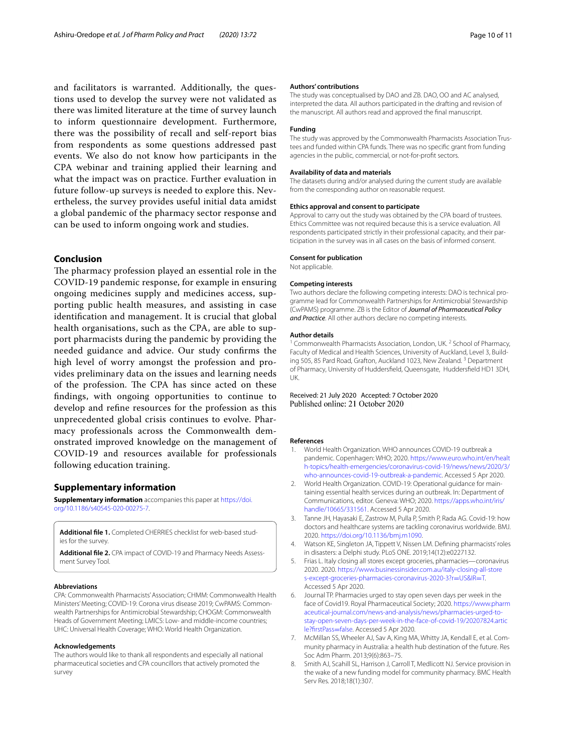and facilitators is warranted. Additionally, the questions used to develop the survey were not validated as there was limited literature at the time of survey launch to inform questionnaire development. Furthermore, there was the possibility of recall and self-report bias from respondents as some questions addressed past events. We also do not know how participants in the CPA webinar and training applied their learning and what the impact was on practice. Further evaluation in future follow-up surveys is needed to explore this. Nevertheless, the survey provides useful initial data amidst a global pandemic of the pharmacy sector response and can be used to inform ongoing work and studies.

## Conclusion

The pharmacy profession played an essential role in the COVID-19 pandemic response, for example in ensuring ongoing medicines supply and medicines access, supporting public health measures, and assisting in case identification and management. It is crucial that global health organisations, such as the CPA, are able to support pharmacists during the pandemic by providing the needed guidance and advice. Our study confirms the high level of worry amongst the profession and provides preliminary data on the issues and learning needs of the profession. The CPA has since acted on these findings, with ongoing opportunities to continue to develop and refine resources for the profession as this unprecedented global crisis continues to evolve. Pharmacy professionals across the Commonwealth demonstrated improved knowledge on the management of COVID-19 and resources available for professionals following education training.

## Supplementary information

**Supplementary information** accompanies this paper at https://doi.org/10.1186/s40545-020-00275-7.

**Additional file 1.** Completed CHERRIES checklist for web-based studies for the survey.

**Additional file 2.** CPA impact of COVID-19 and Pharmacy Needs Assessment Survey Tool.

### Abbreviations

CPA: Commonwealth Pharmacists' Association; CHMM: Commonwealth Health Ministers' Meeting; COVID-19: Corona virus disease 2019; CwPAMS: Commonwealth Partnerships for Antimicrobial Stewardship; CHOGM: Commonwealth Heads of Government Meeting; LMICS: Low- and middle-income countries; UHC: Universal Health Coverage; WHO: World Health Organization.

### Acknowledgements

The authors would like to thank all respondents and especially all national pharmaceutical societies and CPA councillors that actively promoted the survey

### Authors' contributions

The study was conceptualised by DAO and ZB. DAO, OO and AC analysed, interpreted the data. All authors participated in the drafting and revision of the manuscript. All authors read and approved the final manuscript.

### Funding

The study was approved by the Commonwealth Pharmacists Association Trustees and funded within CPA funds. There was no specific grant from funding agencies in the public, commercial, or not-for-profit sectors.

### Availability of data and materials

The datasets during and/or analysed during the current study are available from the corresponding author on reasonable request.

### Ethics approval and consent to participate

Approval to carry out the study was obtained by the CPA board of trustees. Ethics Committee was not required because this is a service evaluation. All respondents participated strictly in their professional capacity, and their participation in the survey was in all cases on the basis of informed consent.

### Consent for publication

Not applicable.

### Competing interests

Two authors declare the following competing interests: DAO is technical programme lead for Commonwealth Partnerships for Antimicrobial Stewardship (CwPAMS) programme. ZB is the Editor of *Journal of Pharmaceutical Policy and Practice*. All other authors declare no competing interests.

### Author details

[1] Commonwealth Pharmacists Association, London, UK. [2] School of Pharmacy, Faculty of Medical and Health Sciences, University of Auckland, Level 3, Building 505, 85 Pard Road, Grafton, Auckland 1023, New Zealand. [3] Department of Pharmacy, University of Huddersfield, Queensgate, Huddersfield HD1 3DH, UK.

Received: 21 July 2020 Accepted: 7 October 2020
Published online: 21 October 2020

### References

1. World Health Organization. WHO announces COVID-19 outbreak a pandemic. Copenhagen: WHO; 2020. https://www.euro.who.int/en/health-topics/health-emergencies/coronavirus-covid-19/news/news/2020/3/who-announces-covid-19-outbreak-a-pandemic. Accessed 5 Apr 2020.
2. World Health Organization. COVID-19: Operational guidance for maintaining essential health services during an outbreak. In: Department of Communications, editor. Geneva: WHO; 2020. https://apps.who.int/iris/handle/10665/331561. Accessed 5 Apr 2020.
3. Tanne JH, Hayasaki E, Zastrow M, Pulla P, Smith P, Rada AG. Covid-19: how doctors and healthcare systems are tackling coronavirus worldwide. BMJ. 2020. https://doi.org/10.1136/bmj.m1090.
4. Watson KE, Singleton JA, Tippett V, Nissen LM. Defining pharmacists' roles in disasters: a Delphi study. PLoS ONE. 2019;14(12):e0227132.
5. Frias L. Italy closing all stores except groceries, pharmacies—coronavirus 2020. 2020. https://www.businessinsider.com.au/italy-closing-all-stores-except-groceries-pharmacies-coronavirus-2020-3?r=US&IR=T. Accessed 5 Apr 2020.
6. Journal TP. Pharmacies urged to stay open seven days per week in the face of Covid19. Royal Pharmaceutical Society; 2020. https://www.pharmaceutical-journal.com/news-and-analysis/news/pharmacies-urged-to-stay-open-seven-days-per-week-in-the-face-of-covid-19/20207824.article?firstPass=false. Accessed 5 Apr 2020.
7. McMillan SS, Wheeler AJ, Sav A, King MA, Whitty JA, Kendall E, et al. Community pharmacy in Australia: a health hub destination of the future. Res Soc Adm Pharm. 2013;9(6):863–75.
8. Smith AJ, Scahill SL, Harrison J, Carroll T, Medlicott NJ. Service provision in the wake of a new funding model for community pharmacy. BMC Health Serv Res. 2018;18(1):307.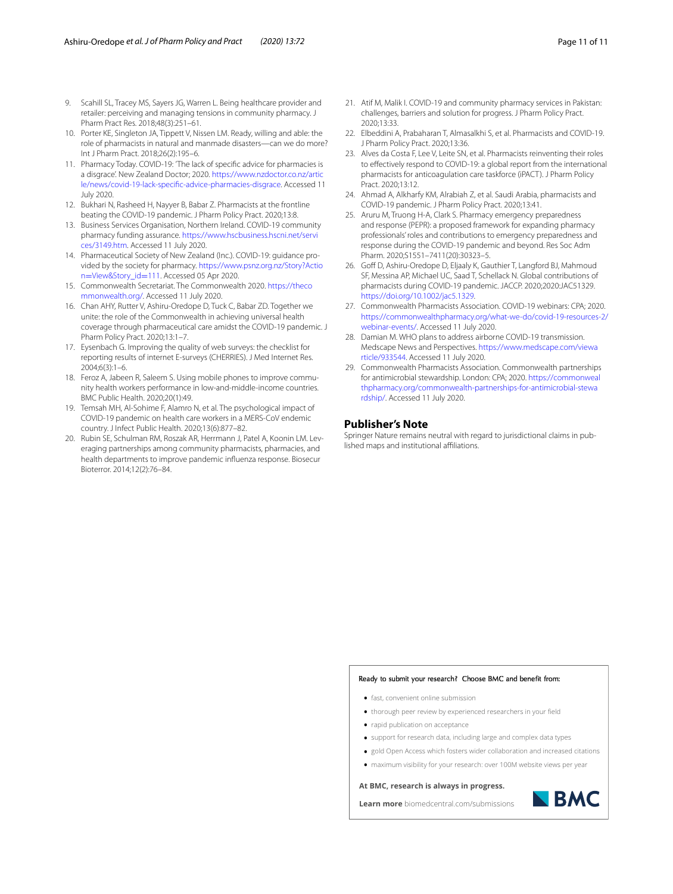9. Scahill SL, Tracey MS, Sayers JG, Warren L. Being healthcare provider and retailer: perceiving and managing tensions in community pharmacy. J Pharm Pract Res. 2018;48(3):251–61.
10. Porter KE, Singleton JA, Tippett V, Nissen LM. Ready, willing and able: the role of pharmacists in natural and manmade disasters—can we do more? Int J Pharm Pract. 2018;26(2):195–6.
11. Pharmacy Today. COVID-19: 'The lack of specific advice for pharmacies is a disgrace'. New Zealand Doctor; 2020. https://www.nzdoctor.co.nz/article/news/covid-19-lack-specific-advice-pharmacies-disgrace. Accessed 11 July 2020.
12. Bukhari N, Rasheed H, Nayyer B, Babar Z. Pharmacists at the frontline beating the COVID-19 pandemic. J Pharm Policy Pract. 2020;13:8.
13. Business Services Organisation, Northern Ireland. COVID-19 community pharmacy funding assurance. https://www.hscbusiness.hscni.net/services/3149.htm. Accessed 11 July 2020.
14. Pharmaceutical Society of New Zealand (Inc.). COVID-19: guidance provided by the society for pharmacy. https://www.psnz.org.nz/Story?Action=View&Story_id=111. Accessed 05 Apr 2020.
15. Commonwealth Secretariat. The Commonwealth 2020. https://thecommonwealth.org/. Accessed 11 July 2020.
16. Chan AHY, Rutter V, Ashiru-Oredope D, Tuck C, Babar ZD. Together we unite: the role of the Commonwealth in achieving universal health coverage through pharmaceutical care amidst the COVID-19 pandemic. J Pharm Policy Pract. 2020;13:1–7.
17. Eysenbach G. Improving the quality of web surveys: the checklist for reporting results of internet E-surveys (CHERRIES). J Med Internet Res. 2004;6(3):1–6.
18. Feroz A, Jabeen R, Saleem S. Using mobile phones to improve community health workers performance in low-and-middle-income countries. BMC Public Health. 2020;20(1):49.
19. Temsah MH, Al-Sohime F, Alamro N, et al. The psychological impact of COVID-19 pandemic on health care workers in a MERS-CoV endemic country. J Infect Public Health. 2020;13(6):877–82.
20. Rubin SE, Schulman RM, Roszak AR, Herrmann J, Patel A, Koonin LM. Leveraging partnerships among community pharmacists, pharmacies, and health departments to improve pandemic influenza response. Biosecur Bioterror. 2014;12(2):76–84.
21. Atif M, Malik I. COVID-19 and community pharmacy services in Pakistan: challenges, barriers and solution for progress. J Pharm Policy Pract. 2020;13:33.
22. Elbeddini A, Prabaharan T, Almasalkhi S, et al. Pharmacists and COVID-19. J Pharm Policy Pract. 2020;13:36.
23. Alves da Costa F, Lee V, Leite SN, et al. Pharmacists reinventing their roles to effectively respond to COVID-19: a global report from the international pharmacists for anticoagulation care taskforce (iPACT). J Pharm Policy Pract. 2020;13:12.
24. Ahmad A, Alkharfy KM, Alrabiah Z, et al. Saudi Arabia, pharmacists and COVID-19 pandemic. J Pharm Policy Pract. 2020;13:41.
25. Aruru M, Truong H-A, Clark S. Pharmacy emergency preparedness and response (PEPR): a proposed framework for expanding pharmacy professionals' roles and contributions to emergency preparedness and response during the COVID-19 pandemic and beyond. Res Soc Adm Pharm. 2020;S1551–7411(20):30323–5.
26. Goff D, Ashiru-Oredope D, Eljaaly K, Gauthier T, Langford BJ, Mahmoud SF, Messina AP, Michael UC, Saad T, Schellack N. Global contributions of pharmacists during COVID-19 pandemic. JACCP. 2020;2020:JAC51329. https://doi.org/10.1002/jac5.1329.
27. Commonwealth Pharmacists Association. COVID-19 webinars: CPA; 2020. https://commonwealthpharmacy.org/what-we-do/covid-19-resources-2/webinar-events/. Accessed 11 July 2020.
28. Damian M. WHO plans to address airborne COVID-19 transmission. Medscape News and Perspectives. https://www.medscape.com/viewarticle/933544. Accessed 11 July 2020.
29. Commonwealth Pharmacists Association. Commonwealth partnerships for antimicrobial stewardship. London: CPA; 2020. https://commonwealthpharmacy.org/commonwealth-partnerships-for-antimicrobial-stewardship/. Accessed 11 July 2020.

## Publisher's Note

Springer Nature remains neutral with regard to jurisdictional claims in published maps and institutional affiliations.

Ready to submit your research? Choose BMC and benefit from:

- fast, convenient online submission
- thorough peer review by experienced researchers in your field
- rapid publication on acceptance
- support for research data, including large and complex data types
- gold Open Access which fosters wider collaboration and increased citations
- maximum visibility for your research: over 100M website views per year

**At BMC, research is always in progress.**

**Learn more** biomedcentral.com/submissions

BMC